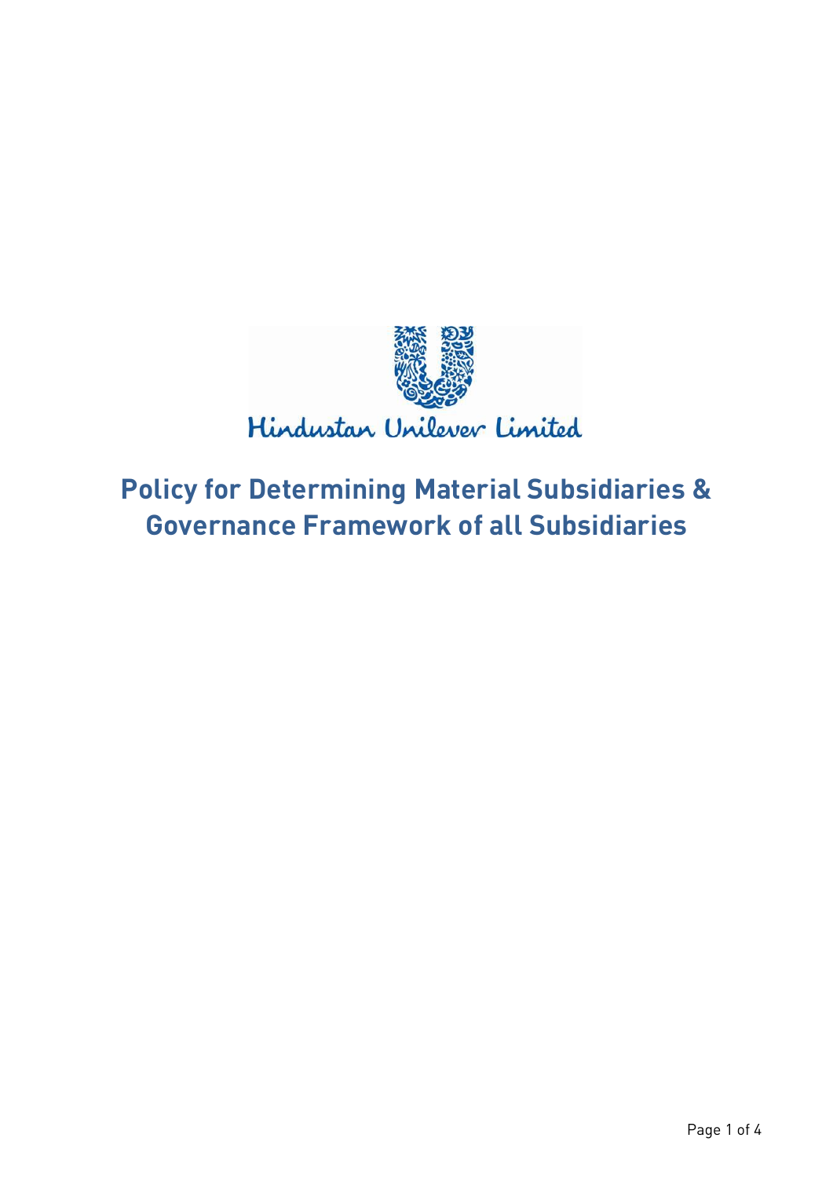Hindustan Unilever Limited

# Policy for Determining Material Subsidiaries & Governance Framework of all Subsidiaries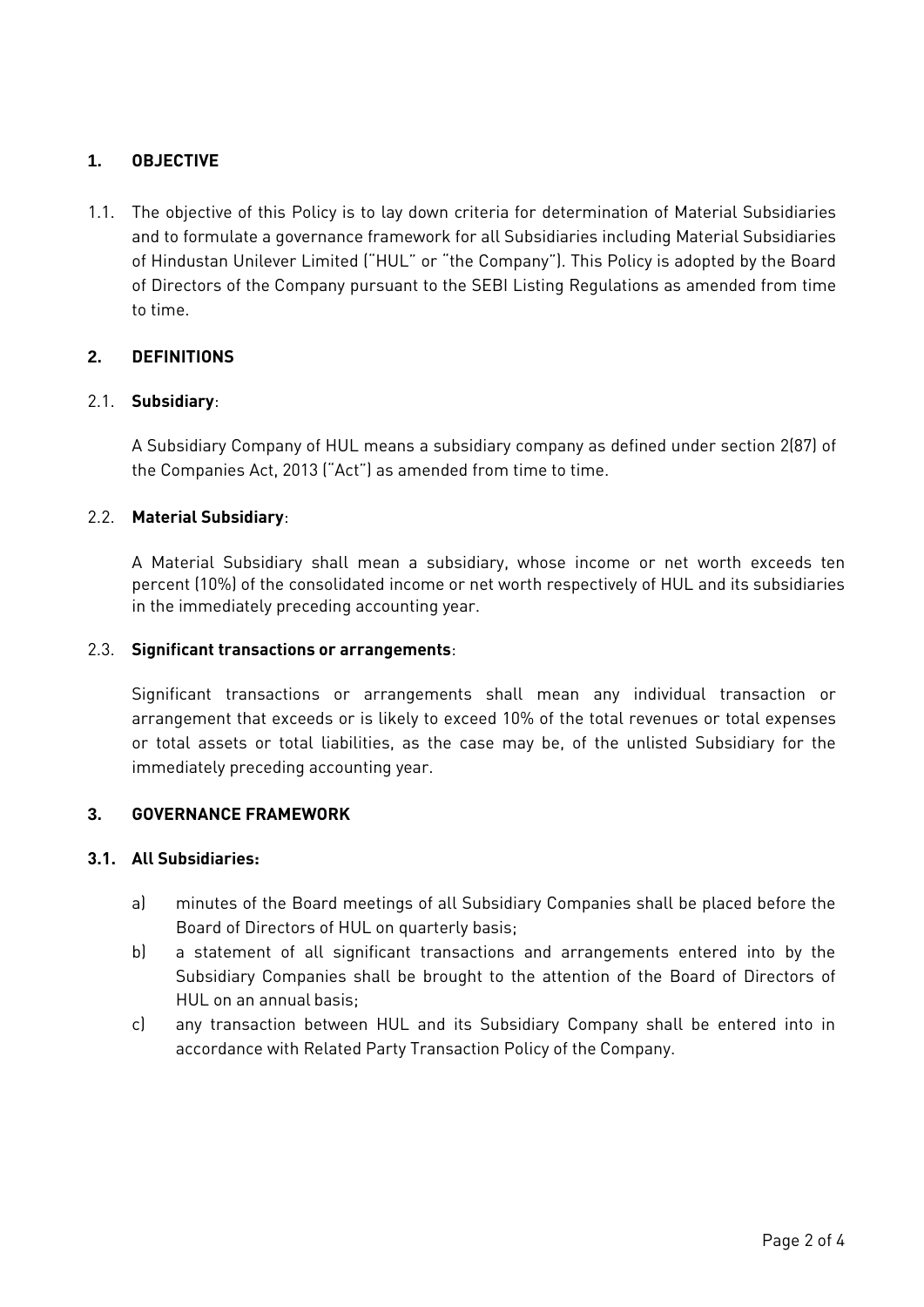## 1. OBJECTIVE

1.1. The objective of this Policy is to lay down criteria for determination of Material Subsidiaries and to formulate a governance framework for all Subsidiaries including Material Subsidiaries of Hindustan Unilever Limited ("HUL" or "the Company"). This Policy is adopted by the Board of Directors of the Company pursuant to the SEBI Listing Regulations as amended from time to time.

## 2. DEFINITIONS

2.1. **Subsidiary**:

A Subsidiary Company of HUL means a subsidiary company as defined under section 2(87) of the Companies Act, 2013 ("Act") as amended from time to time.

2.2. **Material Subsidiary**:

A Material Subsidiary shall mean a subsidiary, whose income or net worth exceeds ten percent (10%) of the consolidated income or net worth respectively of HUL and its subsidiaries in the immediately preceding accounting year.

2.3. **Significant transactions or arrangements**:

Significant transactions or arrangements shall mean any individual transaction or arrangement that exceeds or is likely to exceed 10% of the total revenues or total expenses or total assets or total liabilities, as the case may be, of the unlisted Subsidiary for the immediately preceding accounting year.

## 3. GOVERNANCE FRAMEWORK

### 3.1. All Subsidiaries:

a) minutes of the Board meetings of all Subsidiary Companies shall be placed before the Board of Directors of HUL on quarterly basis;

b) a statement of all significant transactions and arrangements entered into by the Subsidiary Companies shall be brought to the attention of the Board of Directors of HUL on an annual basis;

c) any transaction between HUL and its Subsidiary Company shall be entered into in accordance with Related Party Transaction Policy of the Company.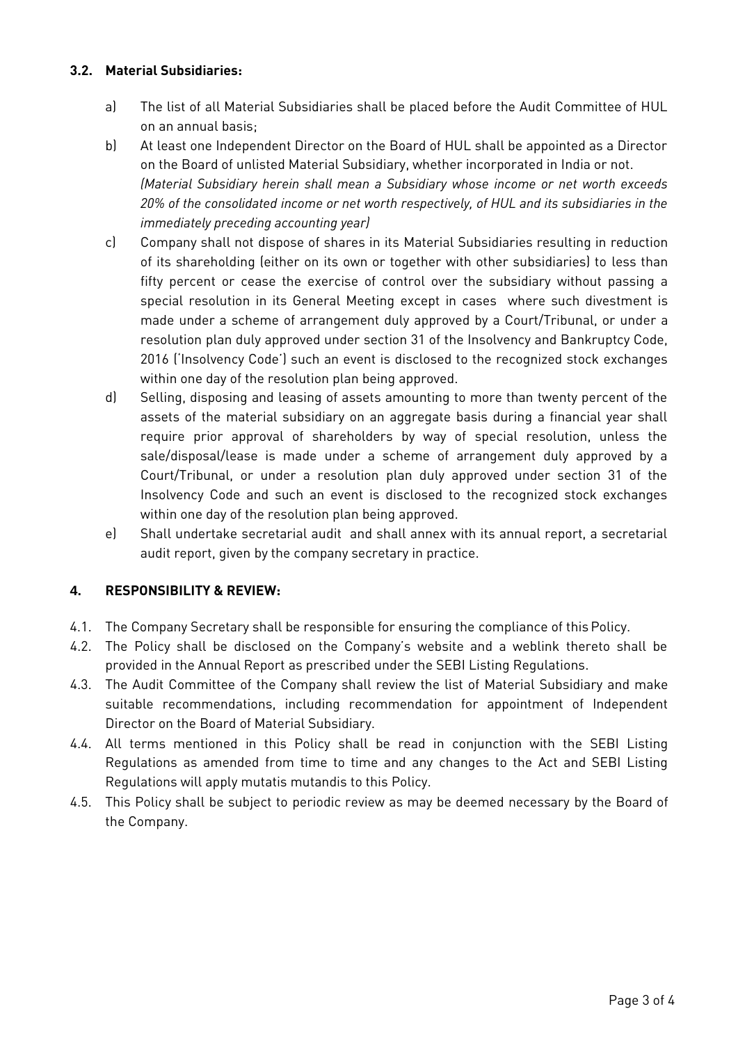### 3.2. Material Subsidiaries:

a) The list of all Material Subsidiaries shall be placed before the Audit Committee of HUL on an annual basis;

b) At least one Independent Director on the Board of HUL shall be appointed as a Director on the Board of unlisted Material Subsidiary, whether incorporated in India or not.
*(Material Subsidiary herein shall mean a Subsidiary whose income or net worth exceeds 20% of the consolidated income or net worth respectively, of HUL and its subsidiaries in the immediately preceding accounting year)*

c) Company shall not dispose of shares in its Material Subsidiaries resulting in reduction of its shareholding (either on its own or together with other subsidiaries) to less than fifty percent or cease the exercise of control over the subsidiary without passing a special resolution in its General Meeting except in cases where such divestment is made under a scheme of arrangement duly approved by a Court/Tribunal, or under a resolution plan duly approved under section 31 of the Insolvency and Bankruptcy Code, 2016 ('Insolvency Code') such an event is disclosed to the recognized stock exchanges within one day of the resolution plan being approved.

d) Selling, disposing and leasing of assets amounting to more than twenty percent of the assets of the material subsidiary on an aggregate basis during a financial year shall require prior approval of shareholders by way of special resolution, unless the sale/disposal/lease is made under a scheme of arrangement duly approved by a Court/Tribunal, or under a resolution plan duly approved under section 31 of the Insolvency Code and such an event is disclosed to the recognized stock exchanges within one day of the resolution plan being approved.

e) Shall undertake secretarial audit and shall annex with its annual report, a secretarial audit report, given by the company secretary in practice.

## 4. RESPONSIBILITY & REVIEW:

4.1. The Company Secretary shall be responsible for ensuring the compliance of this Policy.

4.2. The Policy shall be disclosed on the Company's website and a weblink thereto shall be provided in the Annual Report as prescribed under the SEBI Listing Regulations.

4.3. The Audit Committee of the Company shall review the list of Material Subsidiary and make suitable recommendations, including recommendation for appointment of Independent Director on the Board of Material Subsidiary.

4.4. All terms mentioned in this Policy shall be read in conjunction with the SEBI Listing Regulations as amended from time to time and any changes to the Act and SEBI Listing Regulations will apply mutatis mutandis to this Policy.

4.5. This Policy shall be subject to periodic review as may be deemed necessary by the Board of the Company.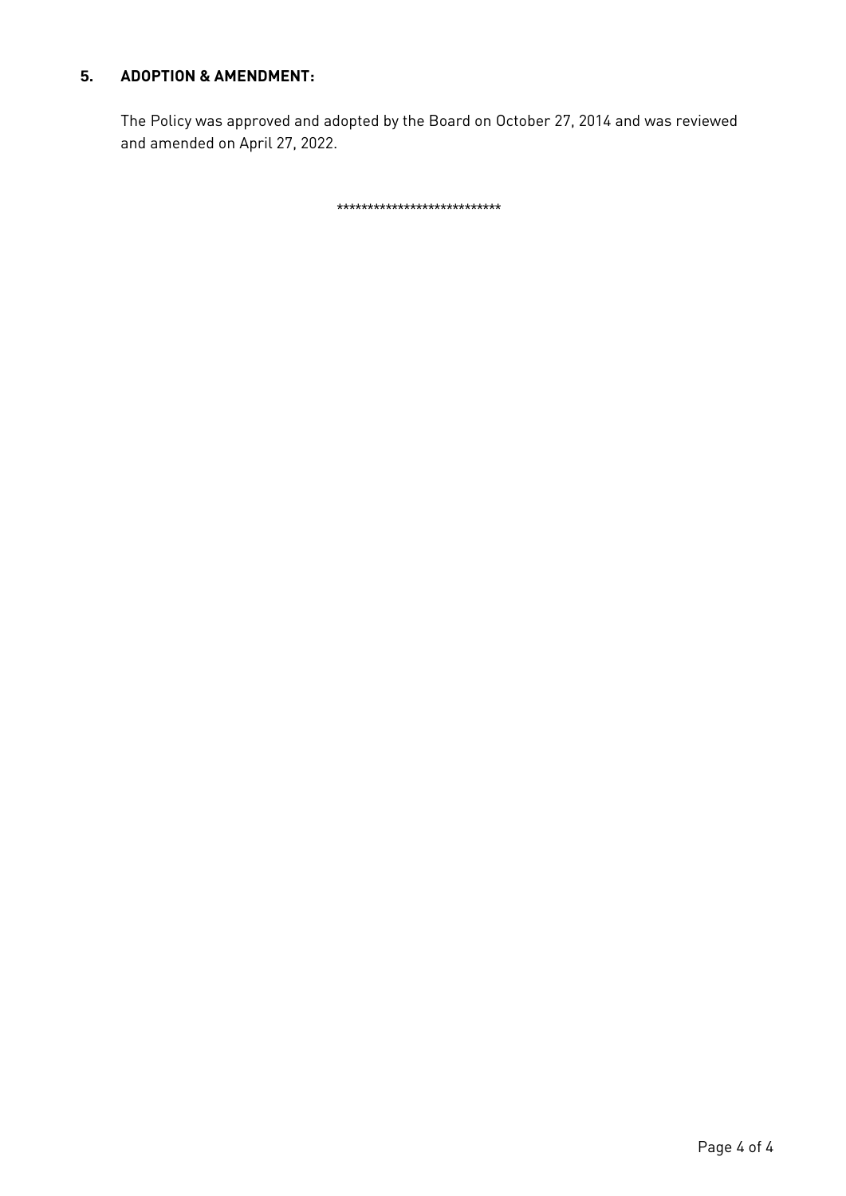## 5. ADOPTION & AMENDMENT:

The Policy was approved and adopted by the Board on October 27, 2014 and was reviewed and amended on April 27, 2022.

***************************